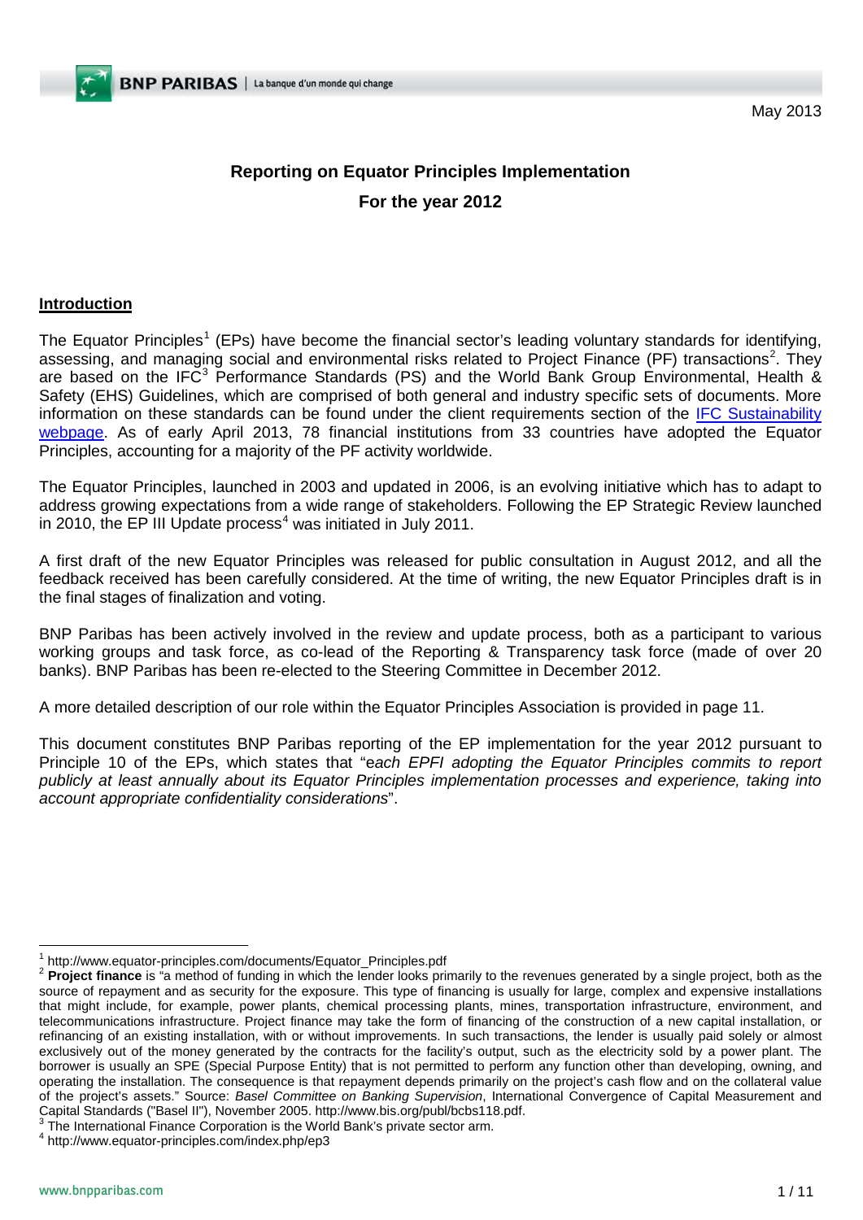May 2013

# Reporting on Equator Principles Implementation

## For the year 2012

### Introduction

The Equator Principles[1] (EPs) have become the financial sector's leading voluntary standards for identifying, assessing, and managing social and environmental risks related to Project Finance (PF) transactions[2]. They are based on the IFC[3] Performance Standards (PS) and the World Bank Group Environmental, Health & Safety (EHS) Guidelines, which are comprised of both general and industry specific sets of documents. More information on these standards can be found under the client requirements section of the IFC Sustainability webpage. As of early April 2013, 78 financial institutions from 33 countries have adopted the Equator Principles, accounting for a majority of the PF activity worldwide.

The Equator Principles, launched in 2003 and updated in 2006, is an evolving initiative which has to adapt to address growing expectations from a wide range of stakeholders. Following the EP Strategic Review launched in 2010, the EP III Update process[4] was initiated in July 2011.

A first draft of the new Equator Principles was released for public consultation in August 2012, and all the feedback received has been carefully considered. At the time of writing, the new Equator Principles draft is in the final stages of finalization and voting.

BNP Paribas has been actively involved in the review and update process, both as a participant to various working groups and task force, as co-lead of the Reporting & Transparency task force (made of over 20 banks). BNP Paribas has been re-elected to the Steering Committee in December 2012.

A more detailed description of our role within the Equator Principles Association is provided in page 11.

This document constitutes BNP Paribas reporting of the EP implementation for the year 2012 pursuant to Principle 10 of the EPs, which states that "e*ach EPFI adopting the Equator Principles commits to report publicly at least annually about its Equator Principles implementation processes and experience, taking into account appropriate confidentiality considerations*".

---

[1] http://www.equator-principles.com/documents/Equator_Principles.pdf

[2] **Project finance** is "a method of funding in which the lender looks primarily to the revenues generated by a single project, both as the source of repayment and as security for the exposure. This type of financing is usually for large, complex and expensive installations that might include, for example, power plants, chemical processing plants, mines, transportation infrastructure, environment, and telecommunications infrastructure. Project finance may take the form of financing of the construction of a new capital installation, or refinancing of an existing installation, with or without improvements. In such transactions, the lender is usually paid solely or almost exclusively out of the money generated by the contracts for the facility's output, such as the electricity sold by a power plant. The borrower is usually an SPE (Special Purpose Entity) that is not permitted to perform any function other than developing, owning, and operating the installation. The consequence is that repayment depends primarily on the project's cash flow and on the collateral value of the project's assets." Source: *Basel Committee on Banking Supervision*, International Convergence of Capital Measurement and Capital Standards ("Basel II"), November 2005. http://www.bis.org/publ/bcbs118.pdf.

[3] The International Finance Corporation is the World Bank's private sector arm.

[4] http://www.equator-principles.com/index.php/ep3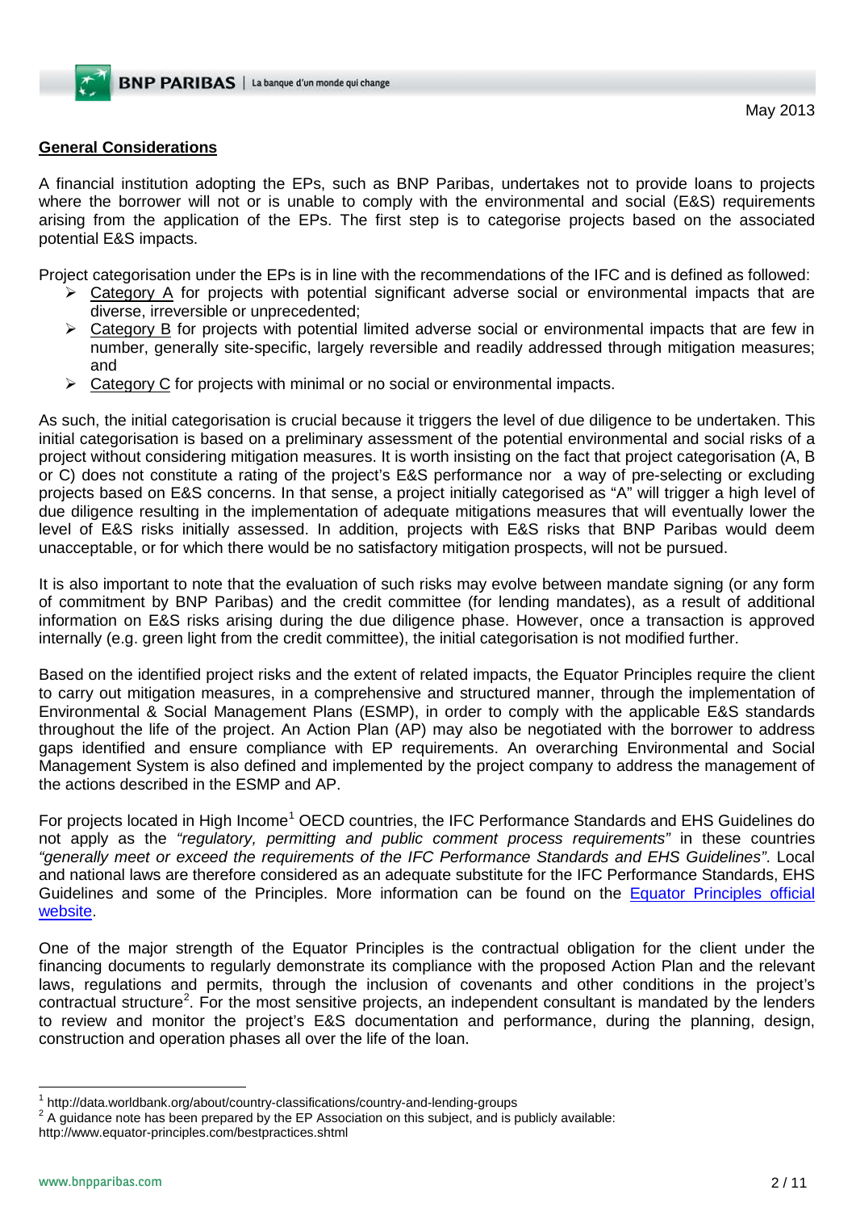May 2013

## General Considerations

A financial institution adopting the EPs, such as BNP Paribas, undertakes not to provide loans to projects where the borrower will not or is unable to comply with the environmental and social (E&S) requirements arising from the application of the EPs. The first step is to categorise projects based on the associated potential E&S impacts.

Project categorisation under the EPs is in line with the recommendations of the IFC and is defined as followed:

- Category A for projects with potential significant adverse social or environmental impacts that are diverse, irreversible or unprecedented;
- Category B for projects with potential limited adverse social or environmental impacts that are few in number, generally site-specific, largely reversible and readily addressed through mitigation measures; and
- Category C for projects with minimal or no social or environmental impacts.

As such, the initial categorisation is crucial because it triggers the level of due diligence to be undertaken. This initial categorisation is based on a preliminary assessment of the potential environmental and social risks of a project without considering mitigation measures. It is worth insisting on the fact that project categorisation (A, B or C) does not constitute a rating of the project's E&S performance nor a way of pre-selecting or excluding projects based on E&S concerns. In that sense, a project initially categorised as "A" will trigger a high level of due diligence resulting in the implementation of adequate mitigations measures that will eventually lower the level of E&S risks initially assessed. In addition, projects with E&S risks that BNP Paribas would deem unacceptable, or for which there would be no satisfactory mitigation prospects, will not be pursued.

It is also important to note that the evaluation of such risks may evolve between mandate signing (or any form of commitment by BNP Paribas) and the credit committee (for lending mandates), as a result of additional information on E&S risks arising during the due diligence phase. However, once a transaction is approved internally (e.g. green light from the credit committee), the initial categorisation is not modified further.

Based on the identified project risks and the extent of related impacts, the Equator Principles require the client to carry out mitigation measures, in a comprehensive and structured manner, through the implementation of Environmental & Social Management Plans (ESMP), in order to comply with the applicable E&S standards throughout the life of the project. An Action Plan (AP) may also be negotiated with the borrower to address gaps identified and ensure compliance with EP requirements. An overarching Environmental and Social Management System is also defined and implemented by the project company to address the management of the actions described in the ESMP and AP.

For projects located in High Income[1] OECD countries, the IFC Performance Standards and EHS Guidelines do not apply as the *"regulatory, permitting and public comment process requirements"* in these countries *"generally meet or exceed the requirements of the IFC Performance Standards and EHS Guidelines"*. Local and national laws are therefore considered as an adequate substitute for the IFC Performance Standards, EHS Guidelines and some of the Principles. More information can be found on the Equator Principles official website.

One of the major strength of the Equator Principles is the contractual obligation for the client under the financing documents to regularly demonstrate its compliance with the proposed Action Plan and the relevant laws, regulations and permits, through the inclusion of covenants and other conditions in the project's contractual structure[2]. For the most sensitive projects, an independent consultant is mandated by the lenders to review and monitor the project's E&S documentation and performance, during the planning, design, construction and operation phases all over the life of the loan.

---

[1] http://data.worldbank.org/about/country-classifications/country-and-lending-groups

[2] A guidance note has been prepared by the EP Association on this subject, and is publicly available: http://www.equator-principles.com/bestpractices.shtml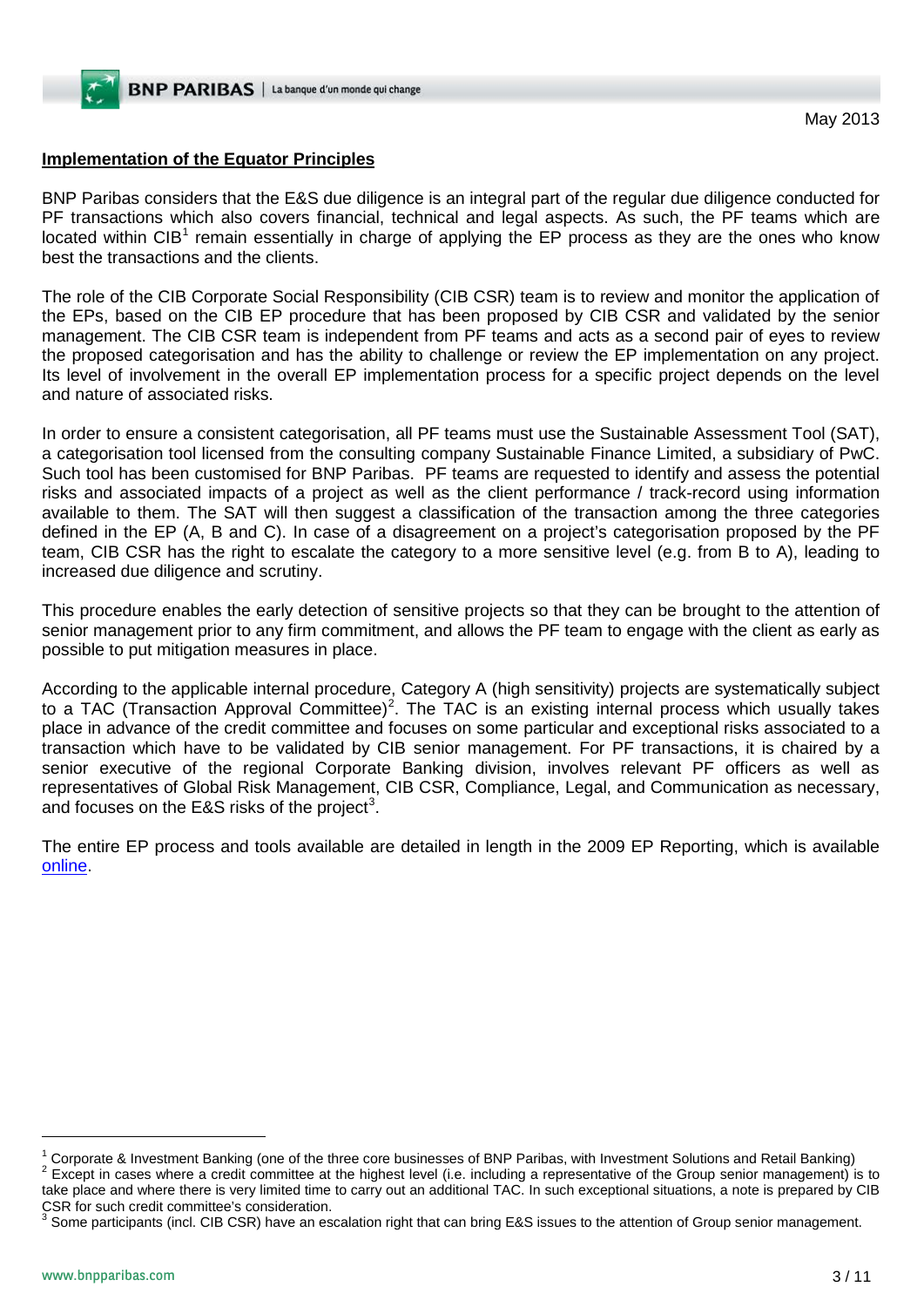May 2013

## Implementation of the Equator Principles

BNP Paribas considers that the E&S due diligence is an integral part of the regular due diligence conducted for PF transactions which also covers financial, technical and legal aspects. As such, the PF teams which are located within CIB[1] remain essentially in charge of applying the EP process as they are the ones who know best the transactions and the clients.

The role of the CIB Corporate Social Responsibility (CIB CSR) team is to review and monitor the application of the EPs, based on the CIB EP procedure that has been proposed by CIB CSR and validated by the senior management. The CIB CSR team is independent from PF teams and acts as a second pair of eyes to review the proposed categorisation and has the ability to challenge or review the EP implementation on any project. Its level of involvement in the overall EP implementation process for a specific project depends on the level and nature of associated risks.

In order to ensure a consistent categorisation, all PF teams must use the Sustainable Assessment Tool (SAT), a categorisation tool licensed from the consulting company Sustainable Finance Limited, a subsidiary of PwC. Such tool has been customised for BNP Paribas. PF teams are requested to identify and assess the potential risks and associated impacts of a project as well as the client performance / track-record using information available to them. The SAT will then suggest a classification of the transaction among the three categories defined in the EP (A, B and C). In case of a disagreement on a project's categorisation proposed by the PF team, CIB CSR has the right to escalate the category to a more sensitive level (e.g. from B to A), leading to increased due diligence and scrutiny.

This procedure enables the early detection of sensitive projects so that they can be brought to the attention of senior management prior to any firm commitment, and allows the PF team to engage with the client as early as possible to put mitigation measures in place.

According to the applicable internal procedure, Category A (high sensitivity) projects are systematically subject to a TAC (Transaction Approval Committee)[2]. The TAC is an existing internal process which usually takes place in advance of the credit committee and focuses on some particular and exceptional risks associated to a transaction which have to be validated by CIB senior management. For PF transactions, it is chaired by a senior executive of the regional Corporate Banking division, involves relevant PF officers as well as representatives of Global Risk Management, CIB CSR, Compliance, Legal, and Communication as necessary, and focuses on the E&S risks of the project[3].

The entire EP process and tools available are detailed in length in the 2009 EP Reporting, which is available online.

---

[1] Corporate & Investment Banking (one of the three core businesses of BNP Paribas, with Investment Solutions and Retail Banking)

[2] Except in cases where a credit committee at the highest level (i.e. including a representative of the Group senior management) is to take place and where there is very limited time to carry out an additional TAC. In such exceptional situations, a note is prepared by CIB CSR for such credit committee's consideration.

[3] Some participants (incl. CIB CSR) have an escalation right that can bring E&S issues to the attention of Group senior management.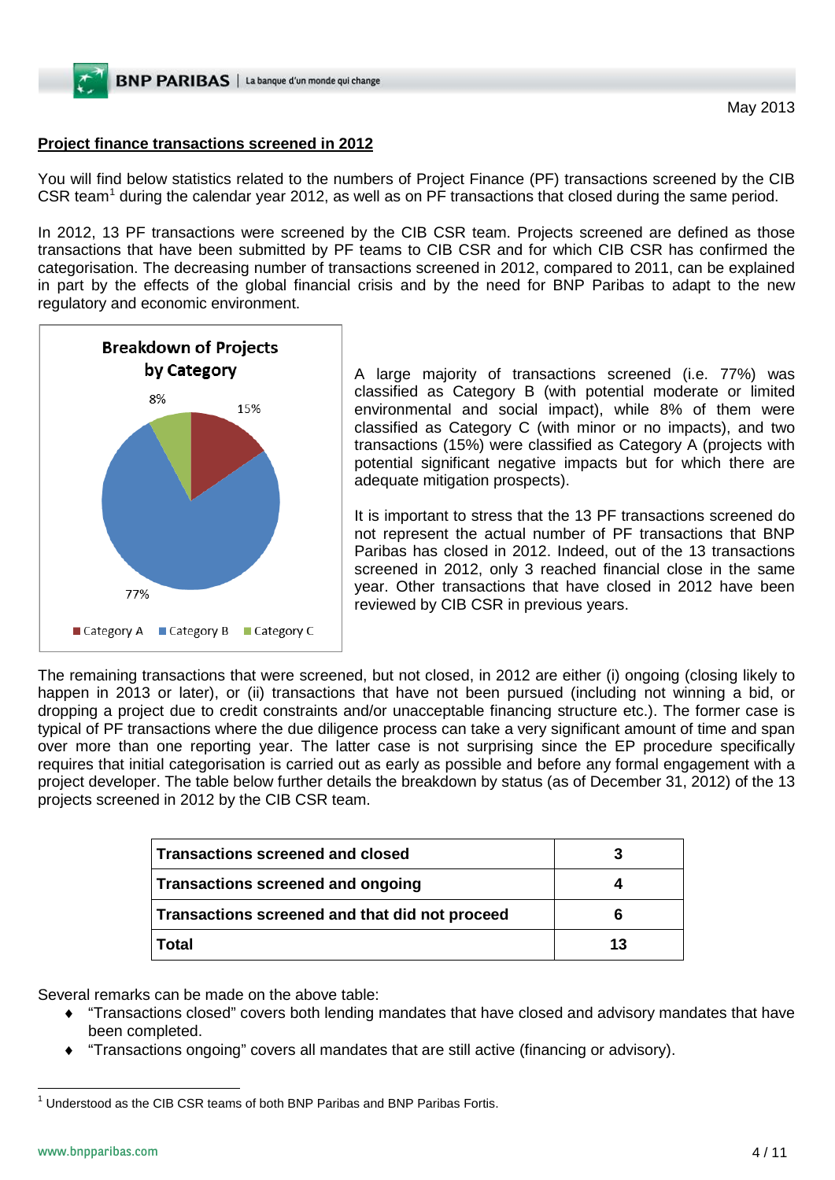May 2013

## Project finance transactions screened in 2012

You will find below statistics related to the numbers of Project Finance (PF) transactions screened by the CIB CSR team[1] during the calendar year 2012, as well as on PF transactions that closed during the same period.

In 2012, 13 PF transactions were screened by the CIB CSR team. Projects screened are defined as those transactions that have been submitted by PF teams to CIB CSR and for which CIB CSR has confirmed the categorisation. The decreasing number of transactions screened in 2012, compared to 2011, can be explained in part by the effects of the global financial crisis and by the need for BNP Paribas to adapt to the new regulatory and economic environment.

**Breakdown of Projects by Category**

8%
15%
77%

Category A | Category B | Category C

A large majority of transactions screened (i.e. 77%) was classified as Category B (with potential moderate or limited environmental and social impact), while 8% of them were classified as Category C (with minor or no impacts), and two transactions (15%) were classified as Category A (projects with potential significant negative impacts but for which there are adequate mitigation prospects).

It is important to stress that the 13 PF transactions screened do not represent the actual number of PF transactions that BNP Paribas has closed in 2012. Indeed, out of the 13 transactions screened in 2012, only 3 reached financial close in the same year. Other transactions that have closed in 2012 have been reviewed by CIB CSR in previous years.

The remaining transactions that were screened, but not closed, in 2012 are either (i) ongoing (closing likely to happen in 2013 or later), or (ii) transactions that have not been pursued (including not winning a bid, or dropping a project due to credit constraints and/or unacceptable financing structure etc.). The former case is typical of PF transactions where the due diligence process can take a very significant amount of time and span over more than one reporting year. The latter case is not surprising since the EP procedure specifically requires that initial categorisation is carried out as early as possible and before any formal engagement with a project developer. The table below further details the breakdown by status (as of December 31, 2012) of the 13 projects screened in 2012 by the CIB CSR team.

| | |
|---|---|
| **Transactions screened and closed** | **3** |
| **Transactions screened and ongoing** | **4** |
| **Transactions screened and that did not proceed** | **6** |
| **Total** | **13** |

Several remarks can be made on the above table:

- "Transactions closed" covers both lending mandates that have closed and advisory mandates that have been completed.
- "Transactions ongoing" covers all mandates that are still active (financing or advisory).

[1] Understood as the CIB CSR teams of both BNP Paribas and BNP Paribas Fortis.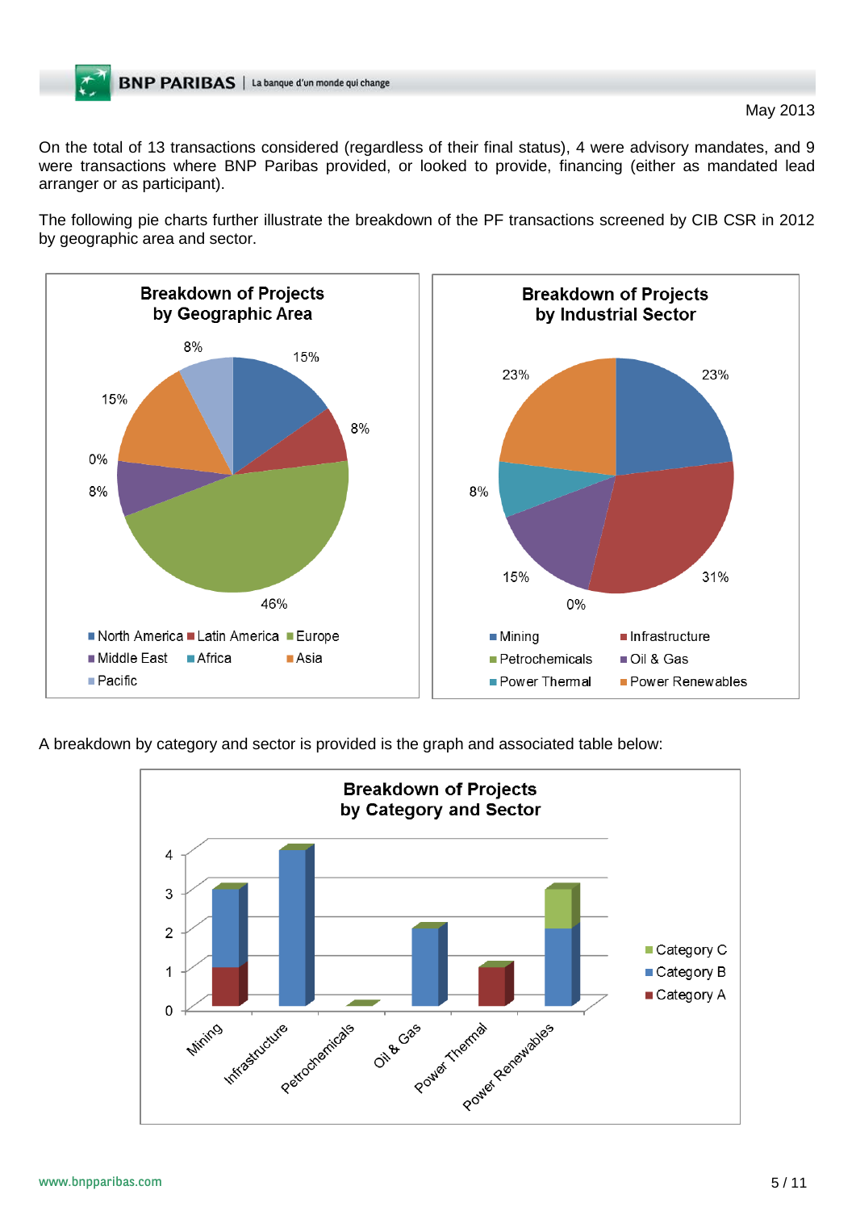May 2013

On the total of 13 transactions considered (regardless of their final status), 4 were advisory mandates, and 9 were transactions where BNP Paribas provided, or looked to provide, financing (either as mandated lead arranger or as participant).

The following pie charts further illustrate the breakdown of the PF transactions screened by CIB CSR in 2012 by geographic area and sector.

**Breakdown of Projects by Geographic Area**

| Area | Share |
|---|---|
| North America | 15% |
| Latin America | 8% |
| Europe | 46% |
| Middle East | 8% |
| Africa | 0% |
| Asia | 15% |
| Pacific | 8% |

**Breakdown of Projects by Industrial Sector**

| Sector | Share |
|---|---|
| Mining | 23% |
| Infrastructure | 31% |
| Petrochemicals | 0% |
| Oil & Gas | 15% |
| Power Thermal | 8% |
| Power Renewables | 23% |

A breakdown by category and sector is provided is the graph and associated table below:

**Breakdown of Projects by Category and Sector**

| Sector | Category A | Category B | Category C |
|---|---|---|---|
| Mining | 1 | 2 | 0 |
| Infrastructure | 0 | 4 | 0 |
| Petrochemicals | 0 | 0 | 0 |
| Oil & Gas | 0 | 2 | 0 |
| Power Thermal | 1 | 0 | 0 |
| Power Renewables | 0 | 2 | 1 |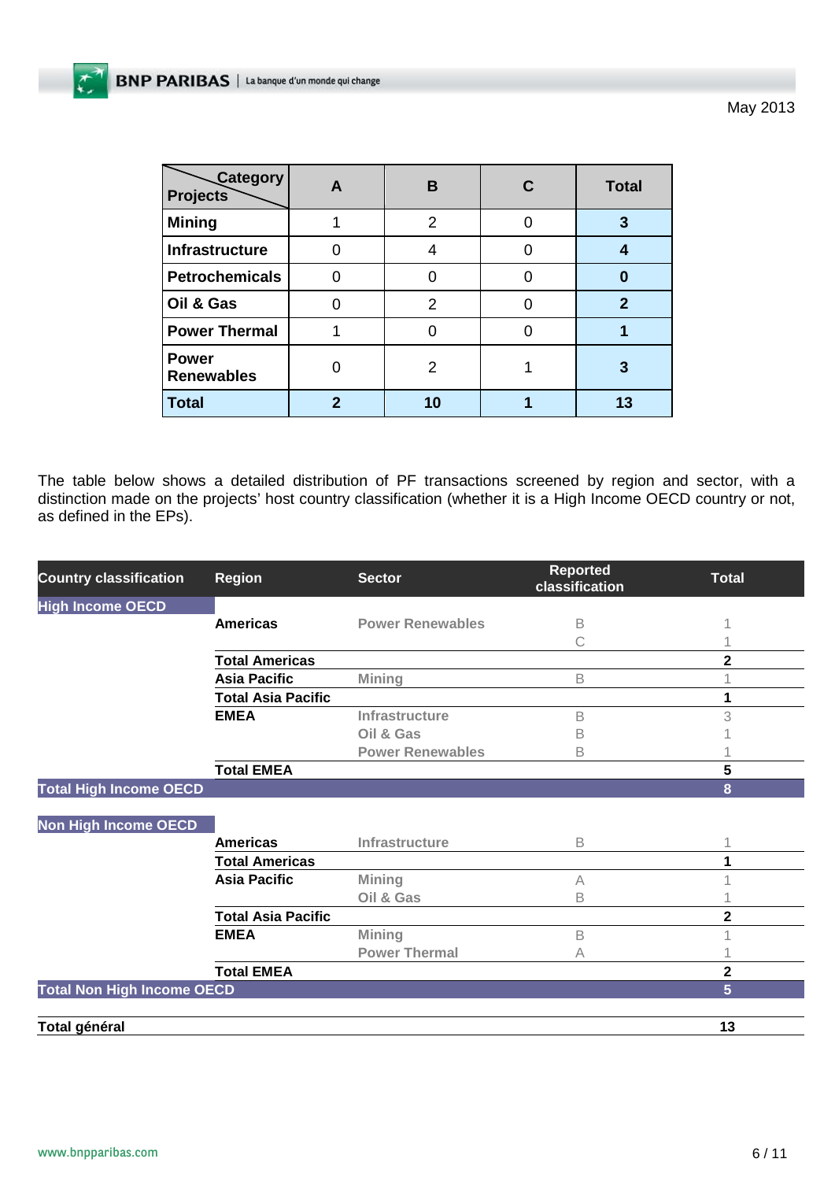| Category / Projects | A | B | C | Total |
|---|---|---|---|---|
| **Mining** | 1 | 2 | 0 | **3** |
| **Infrastructure** | 0 | 4 | 0 | **4** |
| **Petrochemicals** | 0 | 0 | 0 | **0** |
| **Oil & Gas** | 0 | 2 | 0 | **2** |
| **Power Thermal** | 1 | 0 | 0 | **1** |
| **Power Renewables** | 0 | 2 | 1 | **3** |
| **Total** | **2** | **10** | **1** | **13** |

The table below shows a detailed distribution of PF transactions screened by region and sector, with a distinction made on the projects' host country classification (whether it is a High Income OECD country or not, as defined in the EPs).

| Country classification | Region | Sector | Reported classification | Total |
|---|---|---|---|---|
| **High Income OECD** | | | | |
| | **Americas** | Power Renewables | B | 1 |
| | | | C | 1 |
| | **Total Americas** | | | **2** |
| | **Asia Pacific** | Mining | B | 1 |
| | **Total Asia Pacific** | | | **1** |
| | **EMEA** | Infrastructure | B | 3 |
| | | Oil & Gas | B | 1 |
| | | Power Renewables | B | 1 |
| | **Total EMEA** | | | **5** |
| **Total High Income OECD** | | | | **8** |
| **Non High Income OECD** | | | | |
| | **Americas** | Infrastructure | B | 1 |
| | **Total Americas** | | | **1** |
| | **Asia Pacific** | Mining | A | 1 |
| | | Oil & Gas | B | 1 |
| | **Total Asia Pacific** | | | **2** |
| | **EMEA** | Mining | B | 1 |
| | | Power Thermal | A | 1 |
| | **Total EMEA** | | | **2** |
| **Total Non High Income OECD** | | | | **5** |
| **Total général** | | | | **13** |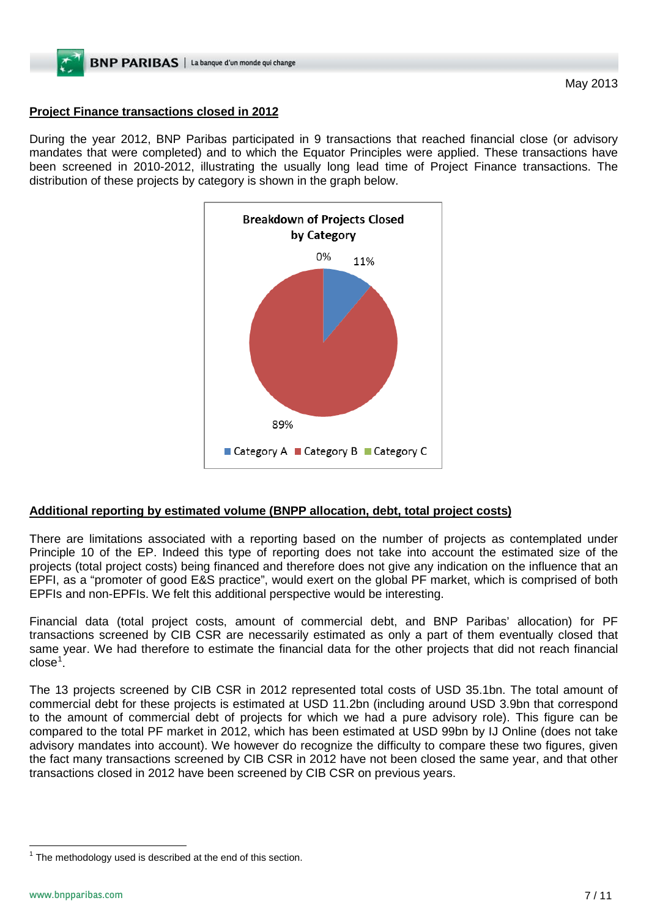May 2013

## Project Finance transactions closed in 2012

During the year 2012, BNP Paribas participated in 9 transactions that reached financial close (or advisory mandates that were completed) and to which the Equator Principles were applied. These transactions have been screened in 2010-2012, illustrating the usually long lead time of Project Finance transactions. The distribution of these projects by category is shown in the graph below.

**Breakdown of Projects Closed by Category**

| Category | Share |
| --- | --- |
| Category A | 11% |
| Category B | 89% |
| Category C | 0% |

## Additional reporting by estimated volume (BNPP allocation, debt, total project costs)

There are limitations associated with a reporting based on the number of projects as contemplated under Principle 10 of the EP. Indeed this type of reporting does not take into account the estimated size of the projects (total project costs) being financed and therefore does not give any indication on the influence that an EPFI, as a "promoter of good E&S practice", would exert on the global PF market, which is comprised of both EPFIs and non-EPFIs. We felt this additional perspective would be interesting.

Financial data (total project costs, amount of commercial debt, and BNP Paribas' allocation) for PF transactions screened by CIB CSR are necessarily estimated as only a part of them eventually closed that same year. We had therefore to estimate the financial data for the other projects that did not reach financial close[1].

The 13 projects screened by CIB CSR in 2012 represented total costs of USD 35.1bn. The total amount of commercial debt for these projects is estimated at USD 11.2bn (including around USD 3.9bn that correspond to the amount of commercial debt of projects for which we had a pure advisory role). This figure can be compared to the total PF market in 2012, which has been estimated at USD 99bn by IJ Online (does not take advisory mandates into account). We however do recognize the difficulty to compare these two figures, given the fact many transactions screened by CIB CSR in 2012 have not been closed the same year, and that other transactions closed in 2012 have been screened by CIB CSR on previous years.

[1] The methodology used is described at the end of this section.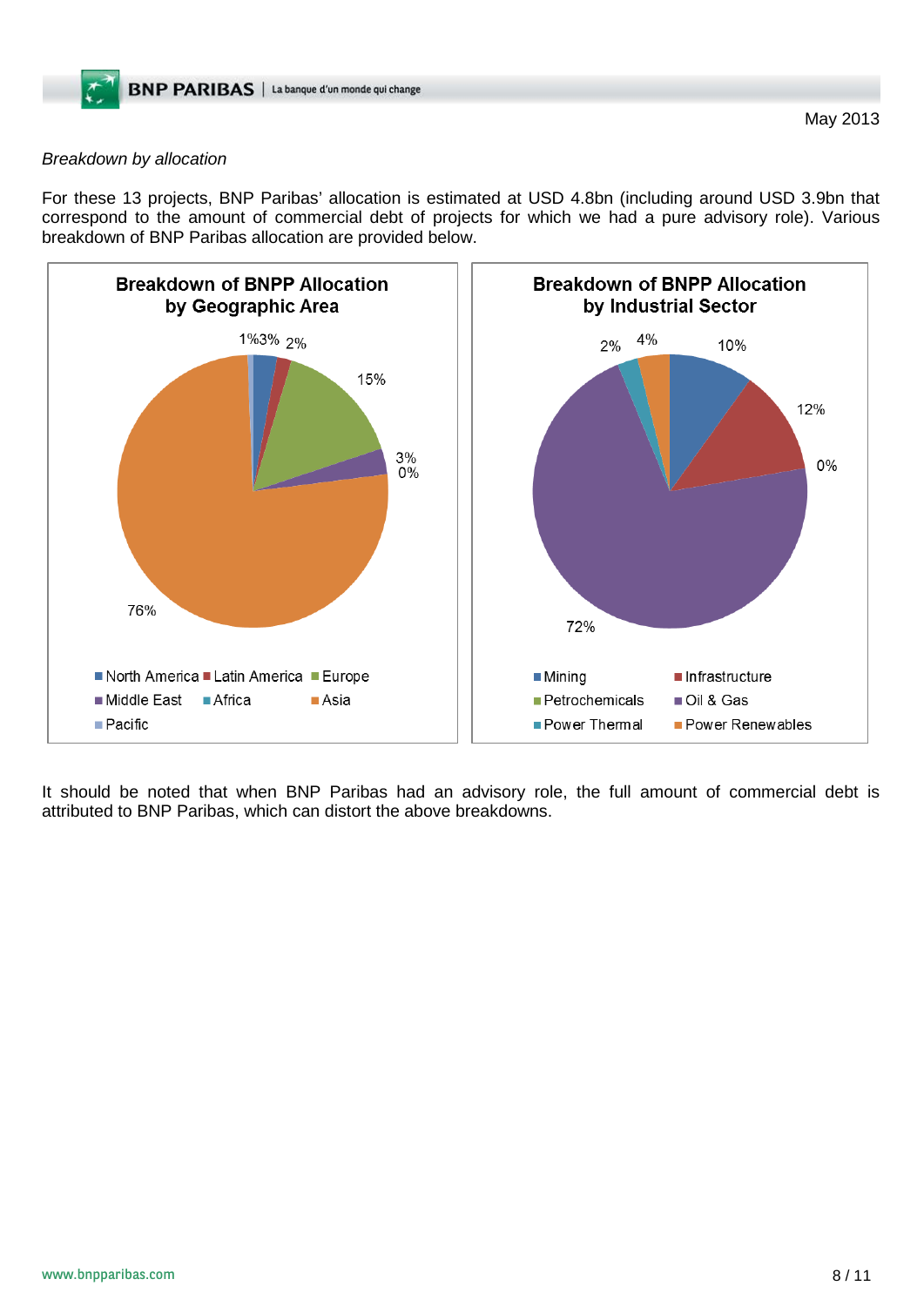May 2013

*Breakdown by allocation*

For these 13 projects, BNP Paribas' allocation is estimated at USD 4.8bn (including around USD 3.9bn that correspond to the amount of commercial debt of projects for which we had a pure advisory role). Various breakdown of BNP Paribas allocation are provided below.

**Breakdown of BNPP Allocation by Geographic Area**

| Geographic Area | Share |
|---|---|
| North America | 3% |
| Latin America | 2% |
| Europe | 15% |
| Middle East | 3% |
| Africa | 0% |
| Asia | 76% |
| Pacific | 1% |

**Breakdown of BNPP Allocation by Industrial Sector**

| Industrial Sector | Share |
|---|---|
| Mining | 10% |
| Infrastructure | 12% |
| Petrochemicals | 0% |
| Oil & Gas | 72% |
| Power Thermal | 2% |
| Power Renewables | 4% |

It should be noted that when BNP Paribas had an advisory role, the full amount of commercial debt is attributed to BNP Paribas, which can distort the above breakdowns.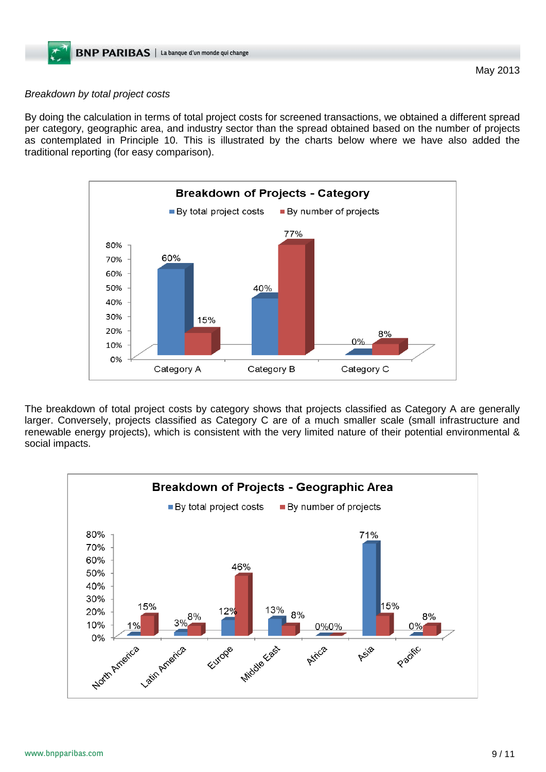*Breakdown by total project costs*

By doing the calculation in terms of total project costs for screened transactions, we obtained a different spread per category, geographic area, and industry sector than the spread obtained based on the number of projects as contemplated in Principle 10. This is illustrated by the charts below where we have also added the traditional reporting (for easy comparison).

**Breakdown of Projects - Category**

| | By total project costs | By number of projects |
|---|---|---|
| Category A | 60% | 15% |
| Category B | 40% | 77% |
| Category C | 0% | 8% |

The breakdown of total project costs by category shows that projects classified as Category A are generally larger. Conversely, projects classified as Category C are of a much smaller scale (small infrastructure and renewable energy projects), which is consistent with the very limited nature of their potential environmental & social impacts.

**Breakdown of Projects - Geographic Area**

| | By total project costs | By number of projects |
|---|---|---|
| North America | 1% | 15% |
| Latin America | 3% | 8% |
| Europe | 12% | 46% |
| Middle East | 13% | 8% |
| Africa | 0% | 0% |
| Asia | 71% | 15% |
| Pacific | 0% | 8% |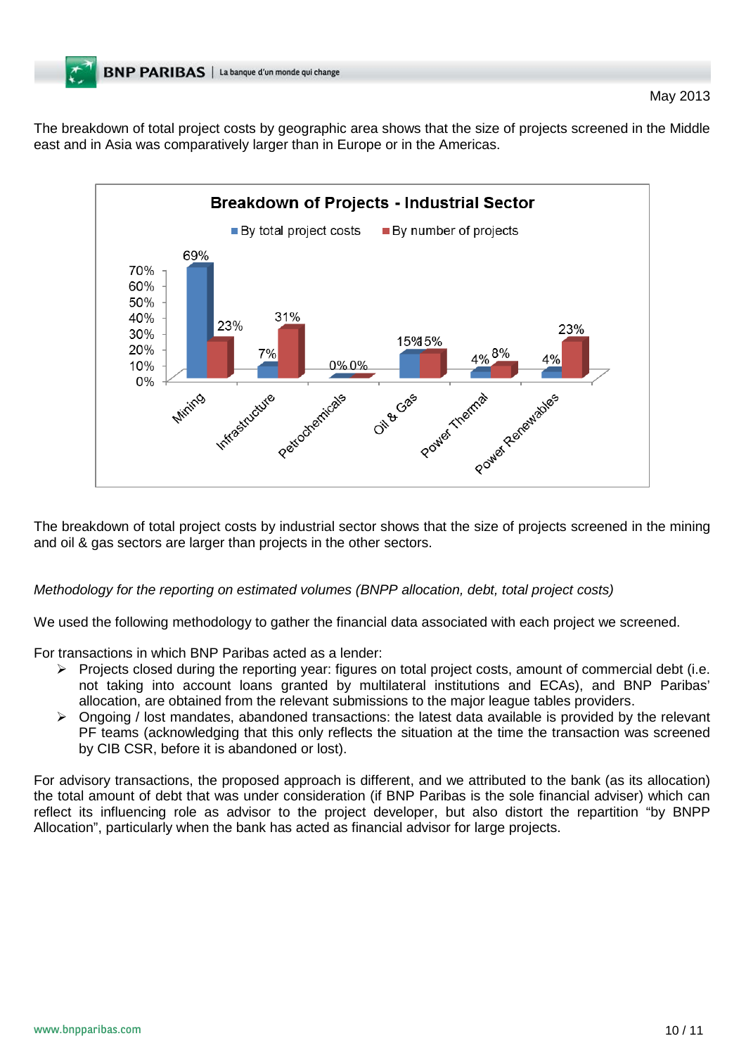The breakdown of total project costs by geographic area shows that the size of projects screened in the Middle east and in Asia was comparatively larger than in Europe or in the Americas.

**Breakdown of Projects - Industrial Sector**

| Sector | By total project costs | By number of projects |
|---|---|---|
| Mining | 69% | 23% |
| Infrastructure | 7% | 31% |
| Petrochemicals | 0% | 0% |
| Oil & Gas | 15% | 15% |
| Power Thermal | 4% | 8% |
| Power Renewables | 4% | 23% |

The breakdown of total project costs by industrial sector shows that the size of projects screened in the mining and oil & gas sectors are larger than projects in the other sectors.

*Methodology for the reporting on estimated volumes (BNPP allocation, debt, total project costs)*

We used the following methodology to gather the financial data associated with each project we screened.

For transactions in which BNP Paribas acted as a lender:

- Projects closed during the reporting year: figures on total project costs, amount of commercial debt (i.e. not taking into account loans granted by multilateral institutions and ECAs), and BNP Paribas' allocation, are obtained from the relevant submissions to the major league tables providers.
- Ongoing / lost mandates, abandoned transactions: the latest data available is provided by the relevant PF teams (acknowledging that this only reflects the situation at the time the transaction was screened by CIB CSR, before it is abandoned or lost).

For advisory transactions, the proposed approach is different, and we attributed to the bank (as its allocation) the total amount of debt that was under consideration (if BNP Paribas is the sole financial adviser) which can reflect its influencing role as advisor to the project developer, but also distort the repartition "by BNPP Allocation", particularly when the bank has acted as financial advisor for large projects.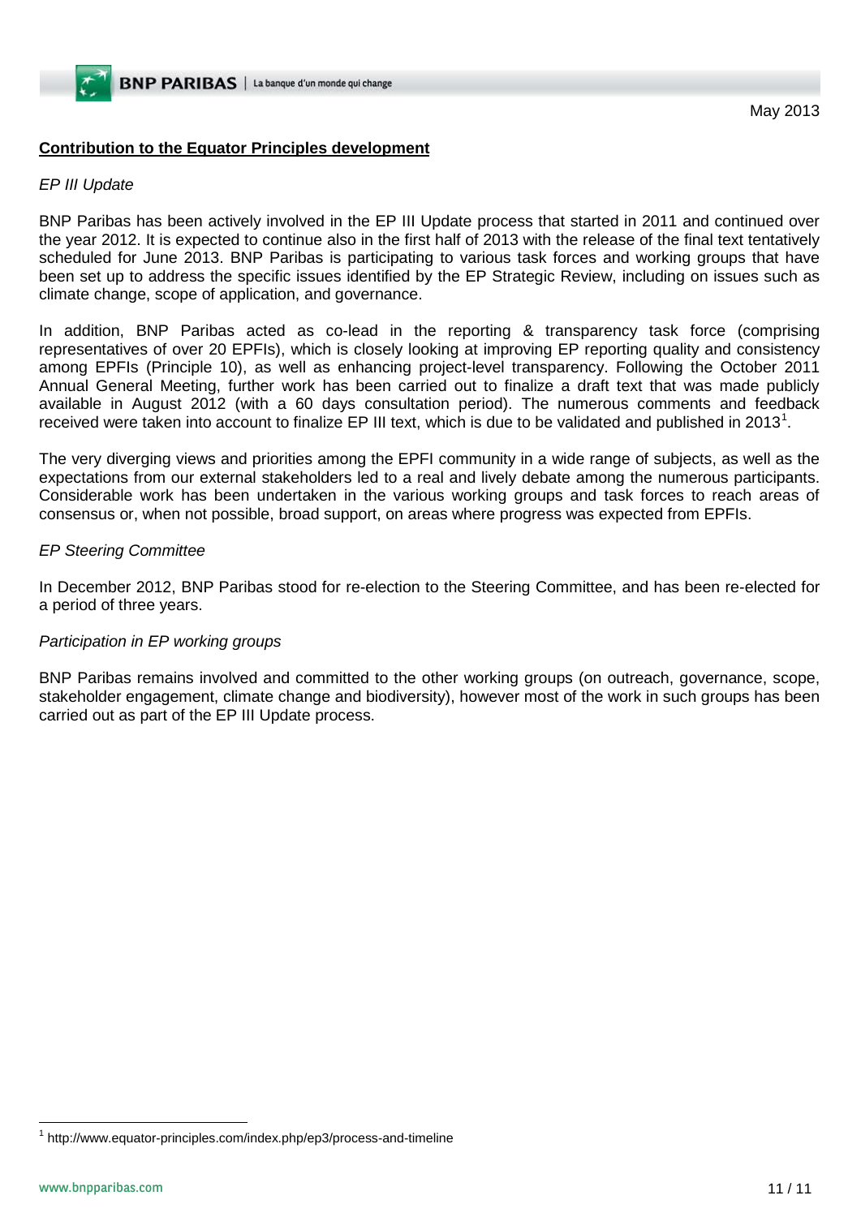**Contribution to the Equator Principles development**

*EP III Update*

BNP Paribas has been actively involved in the EP III Update process that started in 2011 and continued over the year 2012. It is expected to continue also in the first half of 2013 with the release of the final text tentatively scheduled for June 2013. BNP Paribas is participating to various task forces and working groups that have been set up to address the specific issues identified by the EP Strategic Review, including on issues such as climate change, scope of application, and governance.

In addition, BNP Paribas acted as co-lead in the reporting & transparency task force (comprising representatives of over 20 EPFIs), which is closely looking at improving EP reporting quality and consistency among EPFIs (Principle 10), as well as enhancing project-level transparency. Following the October 2011 Annual General Meeting, further work has been carried out to finalize a draft text that was made publicly available in August 2012 (with a 60 days consultation period). The numerous comments and feedback received were taken into account to finalize EP III text, which is due to be validated and published in 2013[1].

The very diverging views and priorities among the EPFI community in a wide range of subjects, as well as the expectations from our external stakeholders led to a real and lively debate among the numerous participants. Considerable work has been undertaken in the various working groups and task forces to reach areas of consensus or, when not possible, broad support, on areas where progress was expected from EPFIs.

*EP Steering Committee*

In December 2012, BNP Paribas stood for re-election to the Steering Committee, and has been re-elected for a period of three years.

*Participation in EP working groups*

BNP Paribas remains involved and committed to the other working groups (on outreach, governance, scope, stakeholder engagement, climate change and biodiversity), however most of the work in such groups has been carried out as part of the EP III Update process.

[1] http://www.equator-principles.com/index.php/ep3/process-and-timeline